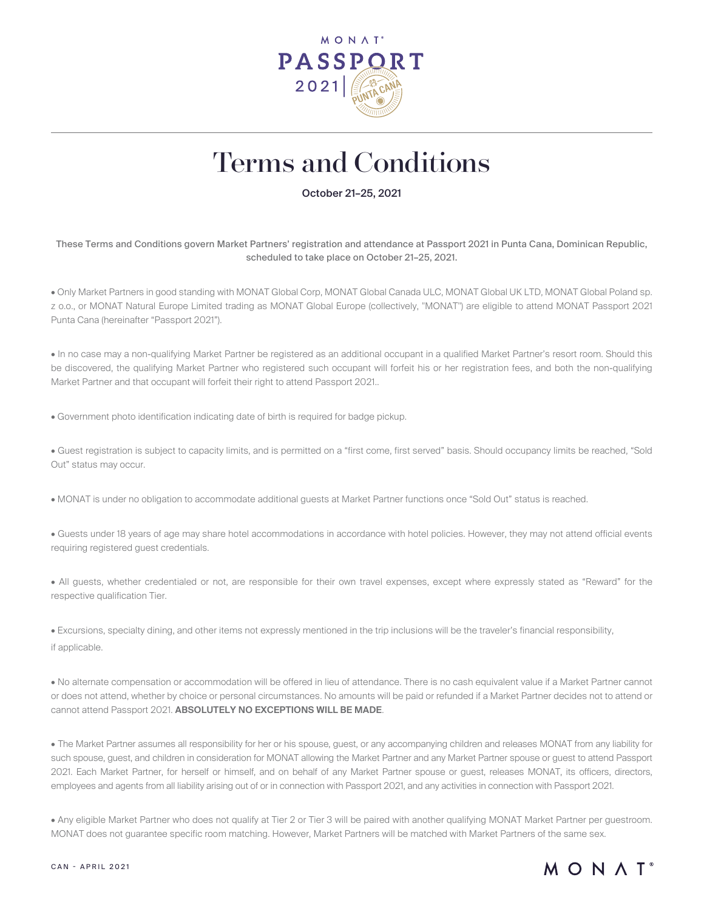MONAT®

PASSPORT

2021 | PUNTA CANA

# Terms and Conditions

**October 21–25, 2021**

These Terms and Conditions govern Market Partners' registration and attendance at Passport 2021 in Punta Cana, Dominican Republic, scheduled to take place on October 21–25, 2021.

- Only Market Partners in good standing with MONAT Global Corp, MONAT Global Canada ULC, MONAT Global UK LTD, MONAT Global Poland sp. z o.o., or MONAT Natural Europe Limited trading as MONAT Global Europe (collectively, "MONAT") are eligible to attend MONAT Passport 2021 Punta Cana (hereinafter "Passport 2021").

- In no case may a non-qualifying Market Partner be registered as an additional occupant in a qualified Market Partner's resort room. Should this be discovered, the qualifying Market Partner who registered such occupant will forfeit his or her registration fees, and both the non-qualifying Market Partner and that occupant will forfeit their right to attend Passport 2021..

- Government photo identification indicating date of birth is required for badge pickup.

- Guest registration is subject to capacity limits, and is permitted on a "first come, first served" basis. Should occupancy limits be reached, "Sold Out" status may occur.

- MONAT is under no obligation to accommodate additional guests at Market Partner functions once "Sold Out" status is reached.

- Guests under 18 years of age may share hotel accommodations in accordance with hotel policies. However, they may not attend official events requiring registered guest credentials.

- All guests, whether credentialed or not, are responsible for their own travel expenses, except where expressly stated as "Reward" for the respective qualification Tier.

- Excursions, specialty dining, and other items not expressly mentioned in the trip inclusions will be the traveler's financial responsibility, if applicable.

- No alternate compensation or accommodation will be offered in lieu of attendance. There is no cash equivalent value if a Market Partner cannot or does not attend, whether by choice or personal circumstances. No amounts will be paid or refunded if a Market Partner decides not to attend or cannot attend Passport 2021. **ABSOLUTELY NO EXCEPTIONS WILL BE MADE**.

- The Market Partner assumes all responsibility for her or his spouse, guest, or any accompanying children and releases MONAT from any liability for such spouse, guest, and children in consideration for MONAT allowing the Market Partner and any Market Partner spouse or guest to attend Passport 2021. Each Market Partner, for herself or himself, and on behalf of any Market Partner spouse or guest, releases MONAT, its officers, directors, employees and agents from all liability arising out of or in connection with Passport 2021, and any activities in connection with Passport 2021.

- Any eligible Market Partner who does not qualify at Tier 2 or Tier 3 will be paired with another qualifying MONAT Market Partner per guestroom. MONAT does not guarantee specific room matching. However, Market Partners will be matched with Market Partners of the same sex.

CAN - APRIL 2021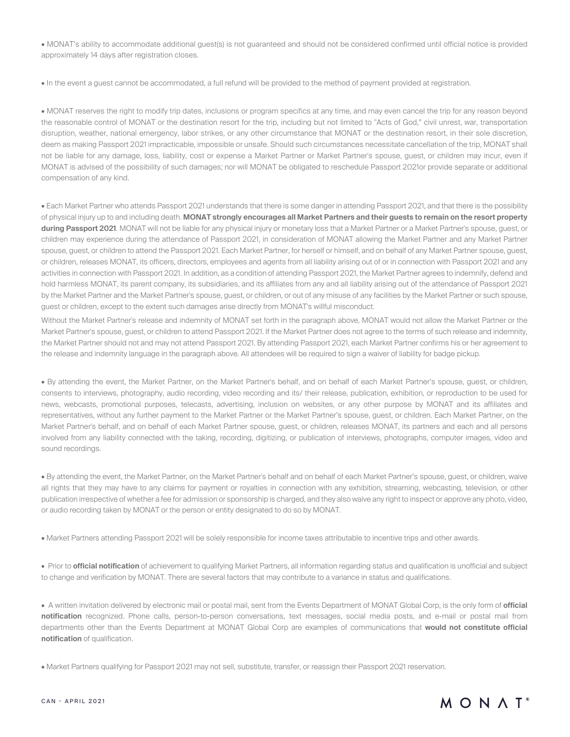- MONAT's ability to accommodate additional guest(s) is not guaranteed and should not be considered confirmed until official notice is provided approximately 14 days after registration closes.

- In the event a guest cannot be accommodated, a full refund will be provided to the method of payment provided at registration.

- MONAT reserves the right to modify trip dates, inclusions or program specifics at any time, and may even cancel the trip for any reason beyond the reasonable control of MONAT or the destination resort for the trip, including but not limited to "Acts of God," civil unrest, war, transportation disruption, weather, national emergency, labor strikes, or any other circumstance that MONAT or the destination resort, in their sole discretion, deem as making Passport 2021 impracticable, impossible or unsafe. Should such circumstances necessitate cancellation of the trip, MONAT shall not be liable for any damage, loss, liability, cost or expense a Market Partner or Market Partner's spouse, guest, or children may incur, even if MONAT is advised of the possibility of such damages; nor will MONAT be obligated to reschedule Passport 2021or provide separate or additional compensation of any kind.

- Each Market Partner who attends Passport 2021 understands that there is some danger in attending Passport 2021, and that there is the possibility of physical injury up to and including death. **MONAT strongly encourages all Market Partners and their guests to remain on the resort property during Passport 2021**. MONAT will not be liable for any physical injury or monetary loss that a Market Partner or a Market Partner's spouse, guest, or children may experience during the attendance of Passport 2021, in consideration of MONAT allowing the Market Partner and any Market Partner spouse, guest, or children to attend the Passport 2021. Each Market Partner, for herself or himself, and on behalf of any Market Partner spouse, guest, or children, releases MONAT, its officers, directors, employees and agents from all liability arising out of or in connection with Passport 2021 and any activities in connection with Passport 2021. In addition, as a condition of attending Passport 2021, the Market Partner agrees to indemnify, defend and hold harmless MONAT, its parent company, its subsidiaries, and its affiliates from any and all liability arising out of the attendance of Passport 2021 by the Market Partner and the Market Partner's spouse, guest, or children, or out of any misuse of any facilities by the Market Partner or such spouse, guest or children, except to the extent such damages arise directly from MONAT's willful misconduct.

  Without the Market Partner's release and indemnity of MONAT set forth in the paragraph above, MONAT would not allow the Market Partner or the Market Partner's spouse, guest, or children to attend Passport 2021. If the Market Partner does not agree to the terms of such release and indemnity, the Market Partner should not and may not attend Passport 2021. By attending Passport 2021, each Market Partner confirms his or her agreement to the release and indemnity language in the paragraph above. All attendees will be required to sign a waiver of liability for badge pickup.

- By attending the event, the Market Partner, on the Market Partner's behalf, and on behalf of each Market Partner's spouse, guest, or children, consents to interviews, photography, audio recording, video recording and its/ their release, publication, exhibition, or reproduction to be used for news, webcasts, promotional purposes, telecasts, advertising, inclusion on websites, or any other purpose by MONAT and its affiliates and representatives, without any further payment to the Market Partner or the Market Partner's spouse, guest, or children. Each Market Partner, on the Market Partner's behalf, and on behalf of each Market Partner spouse, guest, or children, releases MONAT, its partners and each and all persons involved from any liability connected with the taking, recording, digitizing, or publication of interviews, photographs, computer images, video and sound recordings.

- By attending the event, the Market Partner, on the Market Partner's behalf and on behalf of each Market Partner's spouse, guest, or children, waive all rights that they may have to any claims for payment or royalties in connection with any exhibition, streaming, webcasting, television, or other publication irrespective of whether a fee for admission or sponsorship is charged, and they also waive any right to inspect or approve any photo, video, or audio recording taken by MONAT or the person or entity designated to do so by MONAT.

- Market Partners attending Passport 2021 will be solely responsible for income taxes attributable to incentive trips and other awards.

- Prior to **official notification** of achievement to qualifying Market Partners, all information regarding status and qualification is unofficial and subject to change and verification by MONAT. There are several factors that may contribute to a variance in status and qualifications.

- A written invitation delivered by electronic mail or postal mail, sent from the Events Department of MONAT Global Corp, is the only form of **official notification** recognized. Phone calls, person-to-person conversations, text messages, social media posts, and e-mail or postal mail from departments other than the Events Department at MONAT Global Corp are examples of communications that **would not constitute official notification** of qualification.

- Market Partners qualifying for Passport 2021 may not sell, substitute, transfer, or reassign their Passport 2021 reservation.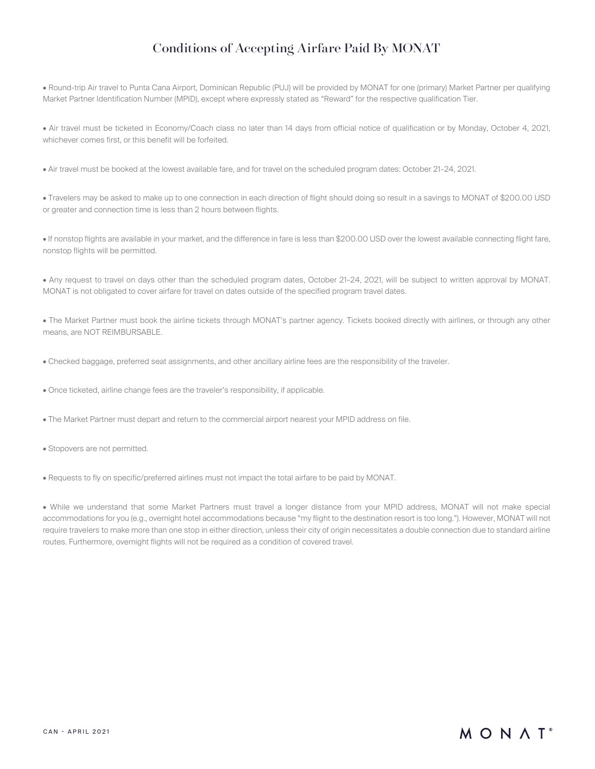# Conditions of Accepting Airfare Paid By MONAT

- Round-trip Air travel to Punta Cana Airport, Dominican Republic (PUJ) will be provided by MONAT for one (primary) Market Partner per qualifying Market Partner Identification Number (MPID), except where expressly stated as "Reward" for the respective qualification Tier.

- Air travel must be ticketed in Economy/Coach class no later than 14 days from official notice of qualification or by Monday, October 4, 2021, whichever comes first, or this benefit will be forfeited.

- Air travel must be booked at the lowest available fare, and for travel on the scheduled program dates: October 21–24, 2021.

- Travelers may be asked to make up to one connection in each direction of flight should doing so result in a savings to MONAT of $200.00 USD or greater and connection time is less than 2 hours between flights.

- If nonstop flights are available in your market, and the difference in fare is less than $200.00 USD over the lowest available connecting flight fare, nonstop flights will be permitted.

- Any request to travel on days other than the scheduled program dates, October 21–24, 2021, will be subject to written approval by MONAT. MONAT is not obligated to cover airfare for travel on dates outside of the specified program travel dates.

- The Market Partner must book the airline tickets through MONAT's partner agency. Tickets booked directly with airlines, or through any other means, are NOT REIMBURSABLE.

- Checked baggage, preferred seat assignments, and other ancillary airline fees are the responsibility of the traveler.

- Once ticketed, airline change fees are the traveler's responsibility, if applicable.

- The Market Partner must depart and return to the commercial airport nearest your MPID address on file.

- Stopovers are not permitted.

- Requests to fly on specific/preferred airlines must not impact the total airfare to be paid by MONAT.

- While we understand that some Market Partners must travel a longer distance from your MPID address, MONAT will not make special accommodations for you (e.g., overnight hotel accommodations because "my flight to the destination resort is too long."). However, MONAT will not require travelers to make more than one stop in either direction, unless their city of origin necessitates a double connection due to standard airline routes. Furthermore, overnight flights will not be required as a condition of covered travel.

CAN - APRIL 2021